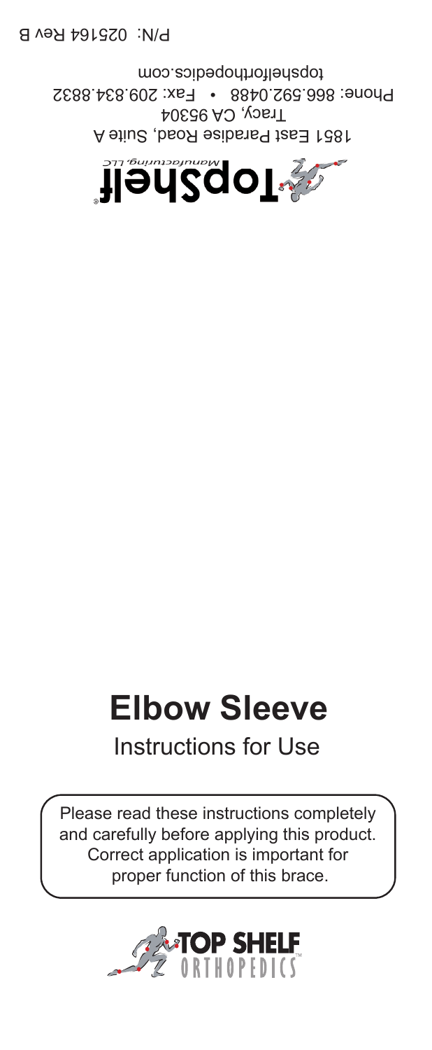P/N: 025164 Rev B

1851 East Paradise Road, Suite A
Tracy, CA 95304
Phone: 866.592.0488 • Fax: 209.834.8832
topshelforthopedics.com

# Elbow Sleeve

## Instructions for Use

Please read these instructions completely and carefully before applying this product. Correct application is important for proper function of this brace.

TOP SHELF ORTHOPEDICS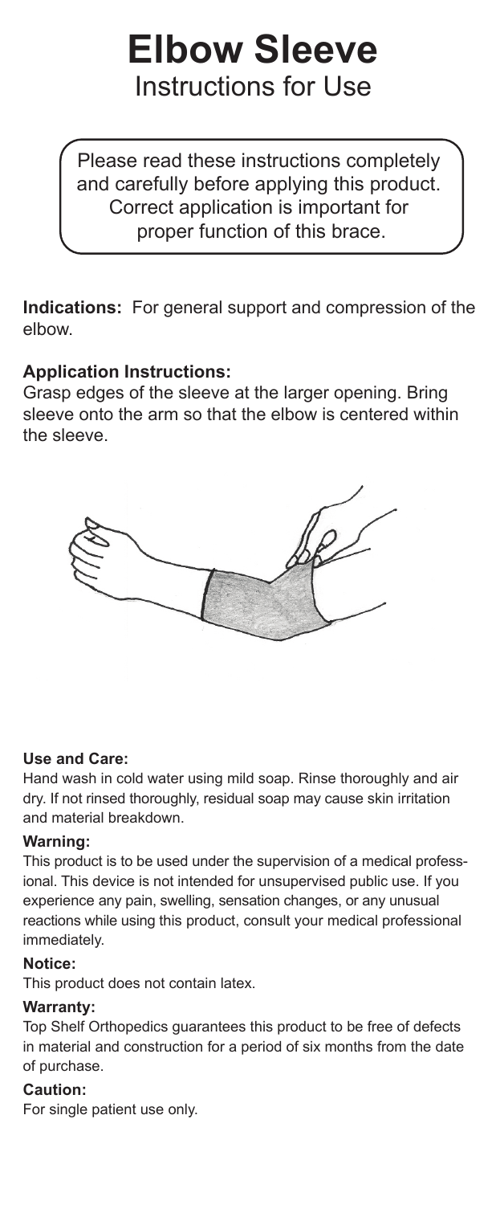# Elbow Sleeve

Instructions for Use

Please read these instructions completely and carefully before applying this product. Correct application is important for proper function of this brace.

**Indications:** For general support and compression of the elbow.

**Application Instructions:**

Grasp edges of the sleeve at the larger opening. Bring sleeve onto the arm so that the elbow is centered within the sleeve.

**Use and Care:**

Hand wash in cold water using mild soap. Rinse thoroughly and air dry. If not rinsed thoroughly, residual soap may cause skin irritation and material breakdown.

**Warning:**

This product is to be used under the supervision of a medical professional. This device is not intended for unsupervised public use. If you experience any pain, swelling, sensation changes, or any unusual reactions while using this product, consult your medical professional immediately.

**Notice:**

This product does not contain latex.

**Warranty:**

Top Shelf Orthopedics guarantees this product to be free of defects in material and construction for a period of six months from the date of purchase.

**Caution:**

For single patient use only.